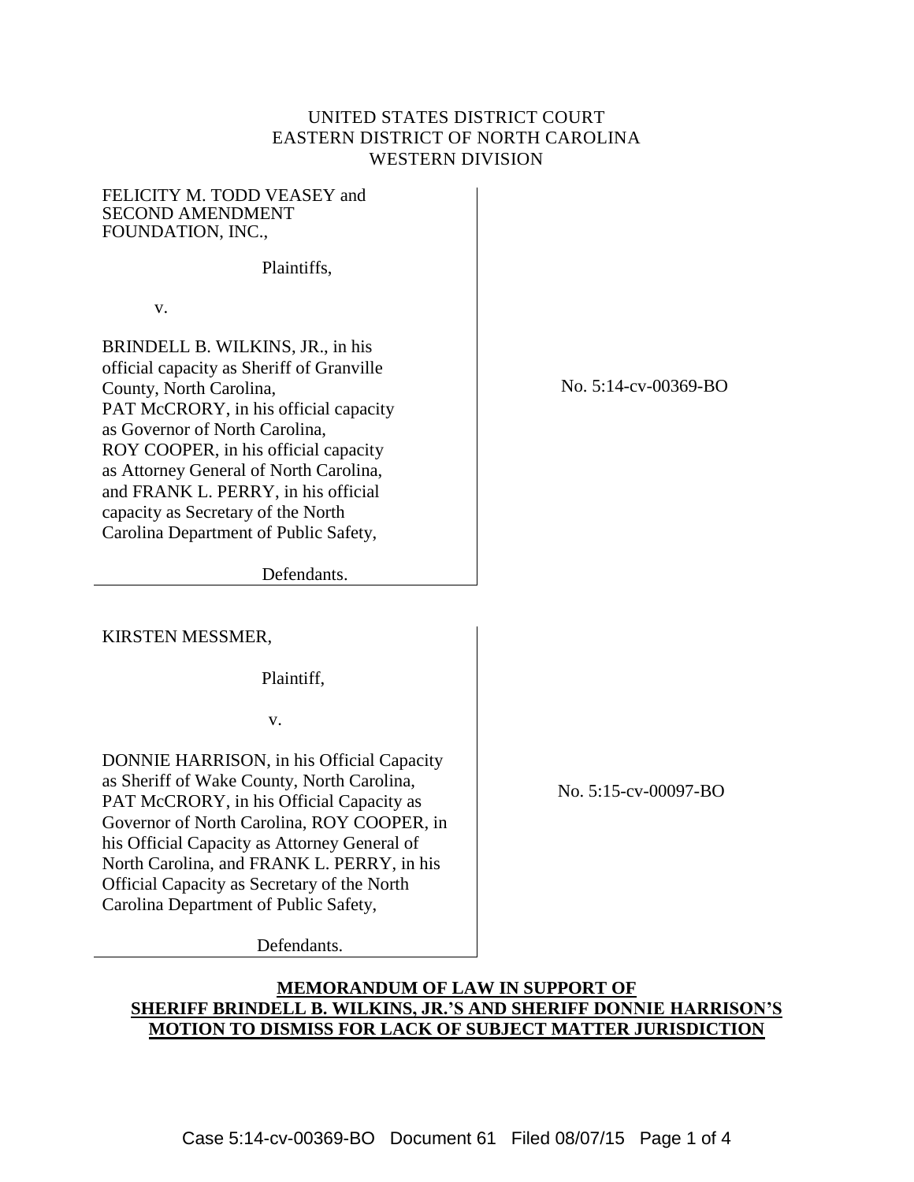UNITED STATES DISTRICT COURT
EASTERN DISTRICT OF NORTH CAROLINA
WESTERN DIVISION

FELICITY M. TODD VEASEY and SECOND AMENDMENT FOUNDATION, INC.,

Plaintiffs,

v.

BRINDELL B. WILKINS, JR., in his official capacity as Sheriff of Granville County, North Carolina, PAT McCRORY, in his official capacity as Governor of North Carolina, ROY COOPER, in his official capacity as Attorney General of North Carolina, and FRANK L. PERRY, in his official capacity as Secretary of the North Carolina Department of Public Safety,

Defendants.

No. 5:14-cv-00369-BO

KIRSTEN MESSMER,

Plaintiff,

v.

DONNIE HARRISON, in his Official Capacity as Sheriff of Wake County, North Carolina, PAT McCRORY, in his Official Capacity as Governor of North Carolina, ROY COOPER, in his Official Capacity as Attorney General of North Carolina, and FRANK L. PERRY, in his Official Capacity as Secretary of the North Carolina Department of Public Safety,

Defendants.

No. 5:15-cv-00097-BO

**MEMORANDUM OF LAW IN SUPPORT OF SHERIFF BRINDELL B. WILKINS, JR.'S AND SHERIFF DONNIE HARRISON'S MOTION TO DISMISS FOR LACK OF SUBJECT MATTER JURISDICTION**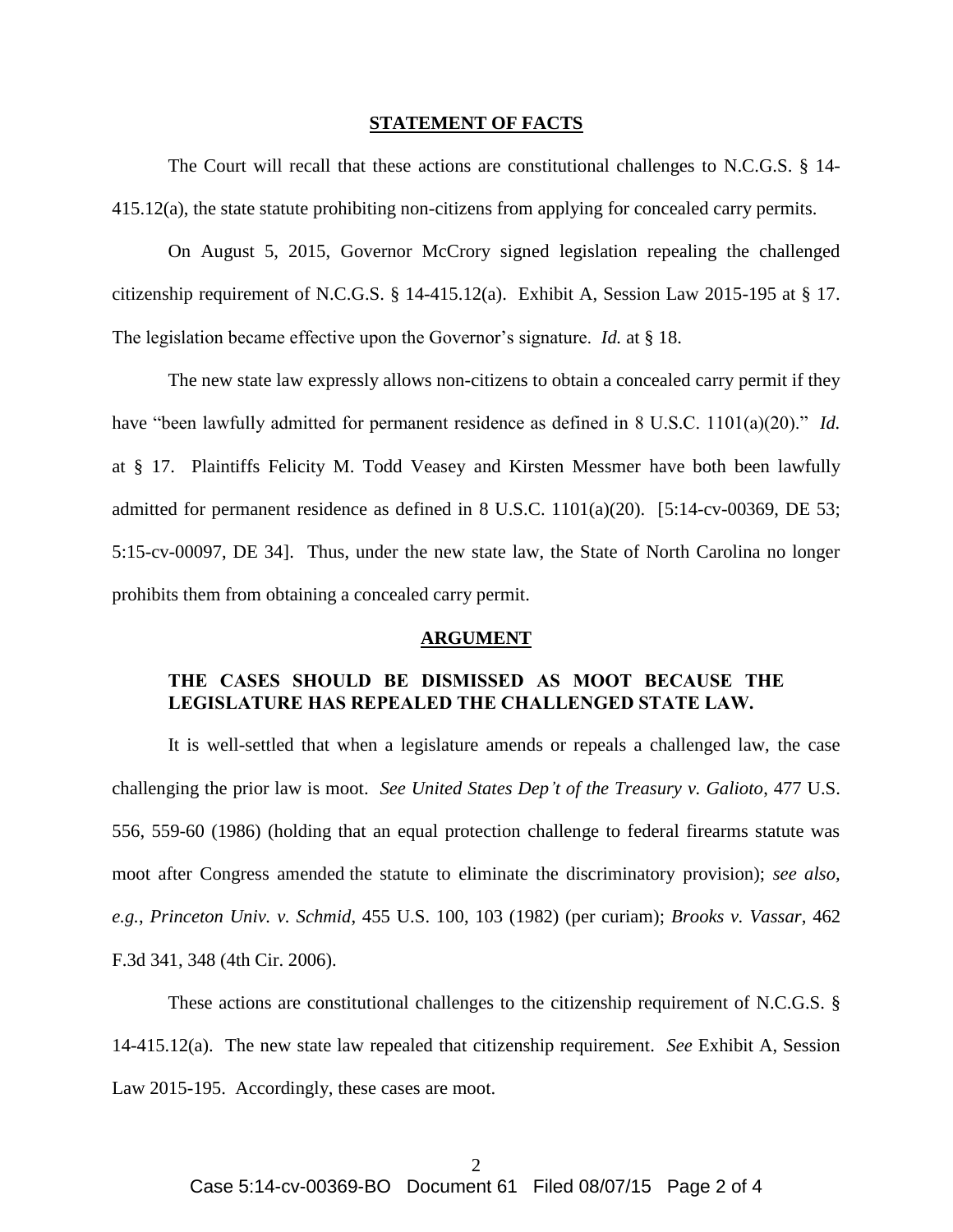## STATEMENT OF FACTS

The Court will recall that these actions are constitutional challenges to N.C.G.S. § 14-415.12(a), the state statute prohibiting non-citizens from applying for concealed carry permits.

On August 5, 2015, Governor McCrory signed legislation repealing the challenged citizenship requirement of N.C.G.S. § 14-415.12(a). Exhibit A, Session Law 2015-195 at § 17. The legislation became effective upon the Governor's signature. *Id.* at § 18.

The new state law expressly allows non-citizens to obtain a concealed carry permit if they have "been lawfully admitted for permanent residence as defined in 8 U.S.C. 1101(a)(20)." *Id.* at § 17. Plaintiffs Felicity M. Todd Veasey and Kirsten Messmer have both been lawfully admitted for permanent residence as defined in 8 U.S.C. 1101(a)(20). [5:14-cv-00369, DE 53; 5:15-cv-00097, DE 34]. Thus, under the new state law, the State of North Carolina no longer prohibits them from obtaining a concealed carry permit.

## ARGUMENT

### THE CASES SHOULD BE DISMISSED AS MOOT BECAUSE THE LEGISLATURE HAS REPEALED THE CHALLENGED STATE LAW.

It is well-settled that when a legislature amends or repeals a challenged law, the case challenging the prior law is moot. *See United States Dep't of the Treasury v. Galioto*, 477 U.S. 556, 559-60 (1986) (holding that an equal protection challenge to federal firearms statute was moot after Congress amended the statute to eliminate the discriminatory provision); *see also, e.g.*, *Princeton Univ. v. Schmid*, 455 U.S. 100, 103 (1982) (per curiam); *Brooks v. Vassar*, 462 F.3d 341, 348 (4th Cir. 2006).

These actions are constitutional challenges to the citizenship requirement of N.C.G.S. § 14-415.12(a). The new state law repealed that citizenship requirement. *See* Exhibit A, Session Law 2015-195. Accordingly, these cases are moot.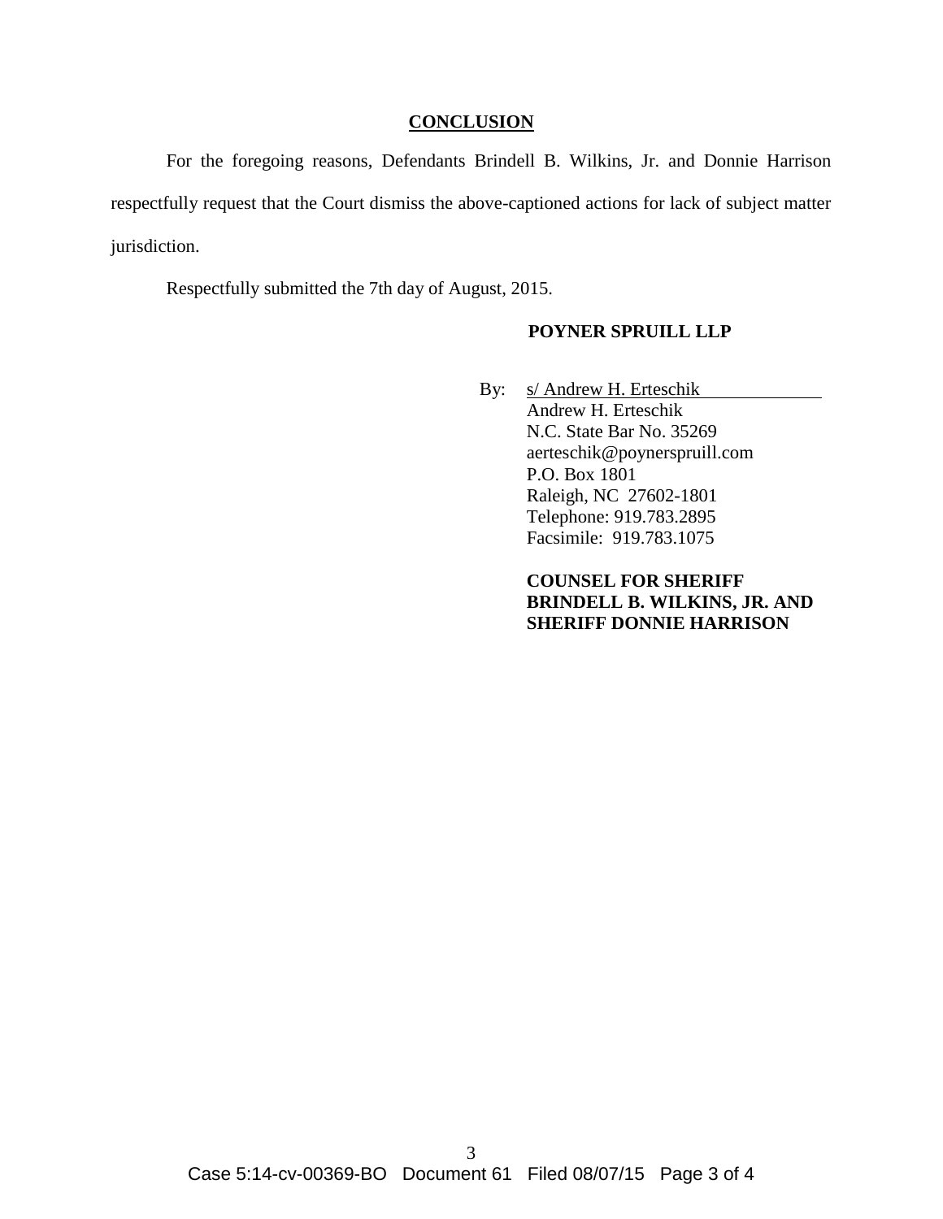## CONCLUSION

For the foregoing reasons, Defendants Brindell B. Wilkins, Jr. and Donnie Harrison respectfully request that the Court dismiss the above-captioned actions for lack of subject matter jurisdiction.

Respectfully submitted the 7th day of August, 2015.

**POYNER SPRUILL LLP**

By: s/ Andrew H. Erteschik
Andrew H. Erteschik
N.C. State Bar No. 35269
aerteschik@poynerspruill.com
P.O. Box 1801
Raleigh, NC 27602-1801
Telephone: 919.783.2895
Facsimile: 919.783.1075

**COUNSEL FOR SHERIFF BRINDELL B. WILKINS, JR. AND SHERIFF DONNIE HARRISON**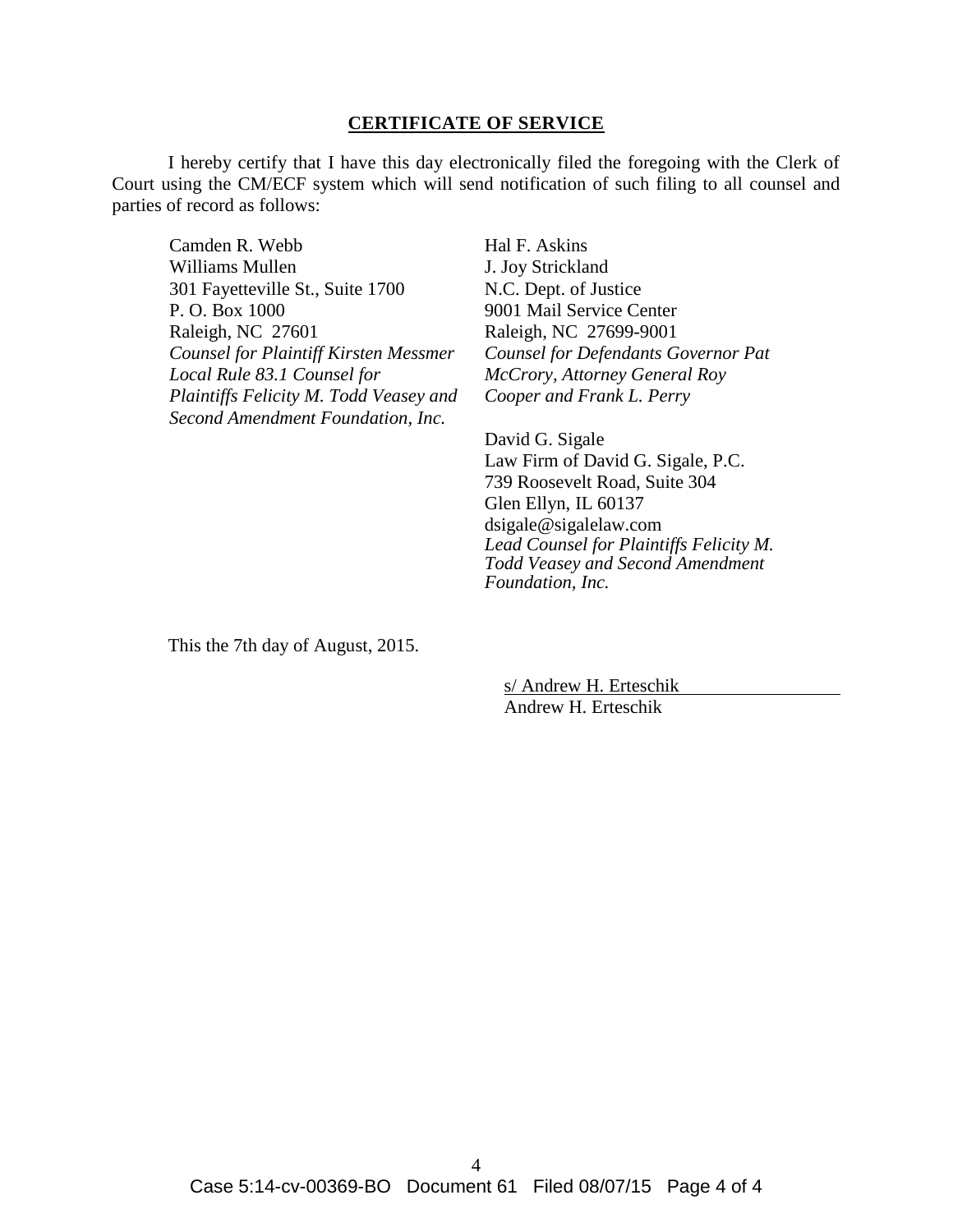## CERTIFICATE OF SERVICE

I hereby certify that I have this day electronically filed the foregoing with the Clerk of Court using the CM/ECF system which will send notification of such filing to all counsel and parties of record as follows:

Camden R. Webb
Williams Mullen
301 Fayetteville St., Suite 1700
P. O. Box 1000
Raleigh, NC 27601
*Counsel for Plaintiff Kirsten Messmer*
*Local Rule 83.1 Counsel for Plaintiffs Felicity M. Todd Veasey and Second Amendment Foundation, Inc.*

Hal F. Askins
J. Joy Strickland
N.C. Dept. of Justice
9001 Mail Service Center
Raleigh, NC 27699-9001
*Counsel for Defendants Governor Pat McCrory, Attorney General Roy Cooper and Frank L. Perry*

David G. Sigale
Law Firm of David G. Sigale, P.C.
739 Roosevelt Road, Suite 304
Glen Ellyn, IL 60137
dsigale@sigalelaw.com
*Lead Counsel for Plaintiffs Felicity M. Todd Veasey and Second Amendment Foundation, Inc.*

This the 7th day of August, 2015.

s/ Andrew H. Erteschik
Andrew H. Erteschik